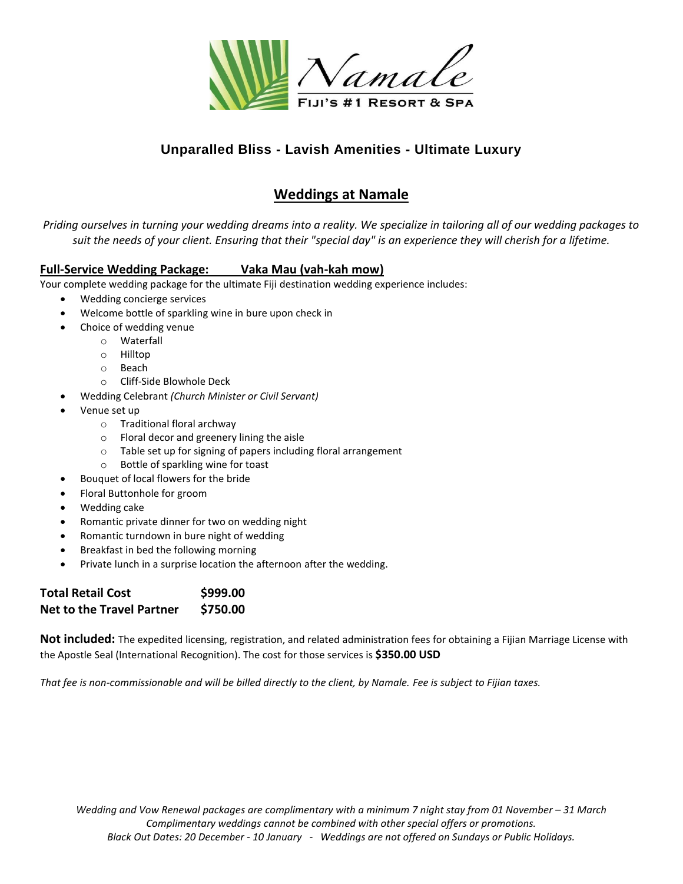# Namale

FIJI'S #1 RESORT & SPA

**Unparalled Bliss - Lavish Amenities - Ultimate Luxury**

## Weddings at Namale

*Priding ourselves in turning your wedding dreams into a reality. We specialize in tailoring all of our wedding packages to suit the needs of your client. Ensuring that their "special day" is an experience they will cherish for a lifetime.*

### Full-Service Wedding Package: Vaka Mau (vah-kah mow)

Your complete wedding package for the ultimate Fiji destination wedding experience includes:

- Wedding concierge services
- Welcome bottle of sparkling wine in bure upon check in
- Choice of wedding venue
  - Waterfall
  - Hilltop
  - Beach
  - Cliff-Side Blowhole Deck
- Wedding Celebrant *(Church Minister or Civil Servant)*
- Venue set up
  - Traditional floral archway
  - Floral decor and greenery lining the aisle
  - Table set up for signing of papers including floral arrangement
  - Bottle of sparkling wine for toast
- Bouquet of local flowers for the bride
- Floral Buttonhole for groom
- Wedding cake
- Romantic private dinner for two on wedding night
- Romantic turndown in bure night of wedding
- Breakfast in bed the following morning
- Private lunch in a surprise location the afternoon after the wedding.

**Total Retail Cost $999.00**
**Net to the Travel Partner $750.00**

**Not included:** The expedited licensing, registration, and related administration fees for obtaining a Fijian Marriage License with the Apostle Seal (International Recognition). The cost for those services is **$350.00 USD**

*That fee is non-commissionable and will be billed directly to the client, by Namale. Fee is subject to Fijian taxes.*

*Wedding and Vow Renewal packages are complimentary with a minimum 7 night stay from 01 November – 31 March*
*Complimentary weddings cannot be combined with other special offers or promotions.*
*Black Out Dates: 20 December - 10 January - Weddings are not offered on Sundays or Public Holidays.*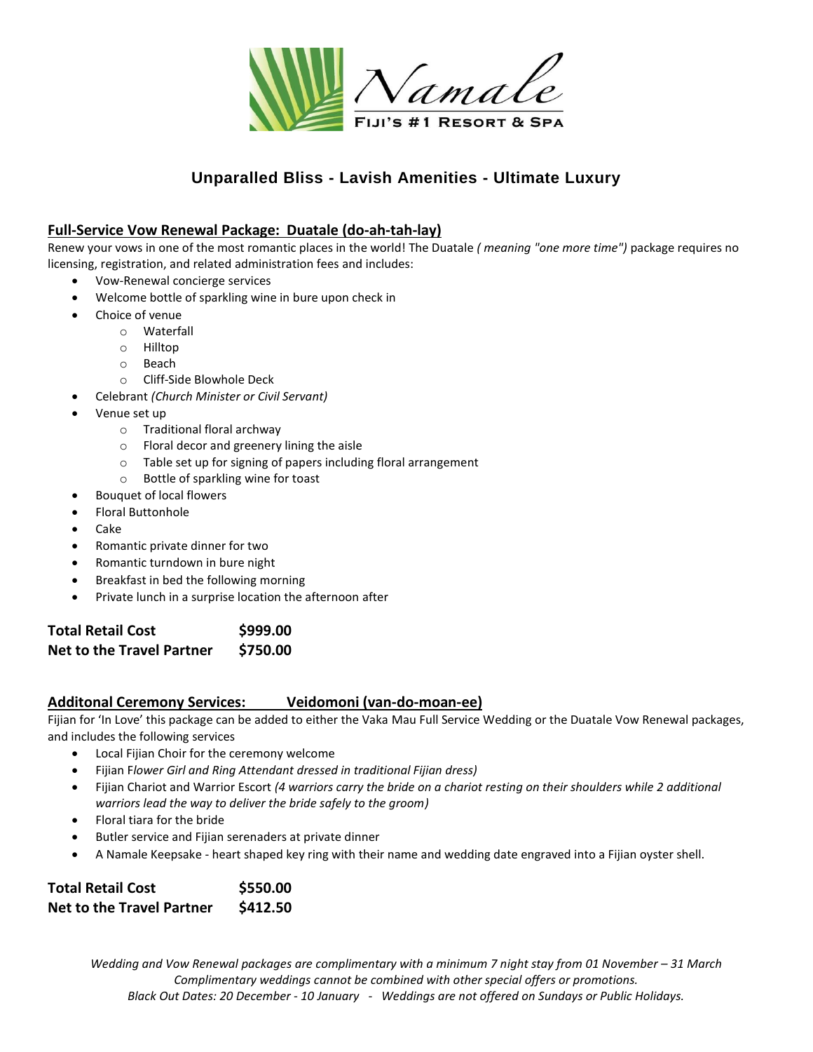Namale

FIJI'S #1 RESORT & SPA

## Unparalled Bliss - Lavish Amenities - Ultimate Luxury

### Full-Service Vow Renewal Package: Duatale (do-ah-tah-lay)

Renew your vows in one of the most romantic places in the world! The Duatale *( meaning "one more time")* package requires no licensing, registration, and related administration fees and includes:

- Vow-Renewal concierge services
- Welcome bottle of sparkling wine in bure upon check in
- Choice of venue
  - Waterfall
  - Hilltop
  - Beach
  - Cliff-Side Blowhole Deck
- Celebrant *(Church Minister or Civil Servant)*
- Venue set up
  - Traditional floral archway
  - Floral decor and greenery lining the aisle
  - Table set up for signing of papers including floral arrangement
  - Bottle of sparkling wine for toast
- Bouquet of local flowers
- Floral Buttonhole
- Cake
- Romantic private dinner for two
- Romantic turndown in bure night
- Breakfast in bed the following morning
- Private lunch in a surprise location the afternoon after

| | |
|---|---|
| **Total Retail Cost** | **$999.00** |
| **Net to the Travel Partner** | **$750.00** |

### Additonal Ceremony Services: Veidomoni (van-do-moan-ee)

Fijian for 'In Love' this package can be added to either the Vaka Mau Full Service Wedding or the Duatale Vow Renewal packages, and includes the following services

- Local Fijian Choir for the ceremony welcome
- Fijian F*lower Girl and Ring Attendant dressed in traditional Fijian dress)*
- Fijian Chariot and Warrior Escort *(4 warriors carry the bride on a chariot resting on their shoulders while 2 additional warriors lead the way to deliver the bride safely to the groom)*
- Floral tiara for the bride
- Butler service and Fijian serenaders at private dinner
- A Namale Keepsake - heart shaped key ring with their name and wedding date engraved into a Fijian oyster shell.

| | |
|---|---|
| **Total Retail Cost** | **$550.00** |
| **Net to the Travel Partner** | **$412.50** |

*Wedding and Vow Renewal packages are complimentary with a minimum 7 night stay from 01 November – 31 March*
*Complimentary weddings cannot be combined with other special offers or promotions.*
*Black Out Dates: 20 December - 10 January - Weddings are not offered on Sundays or Public Holidays.*